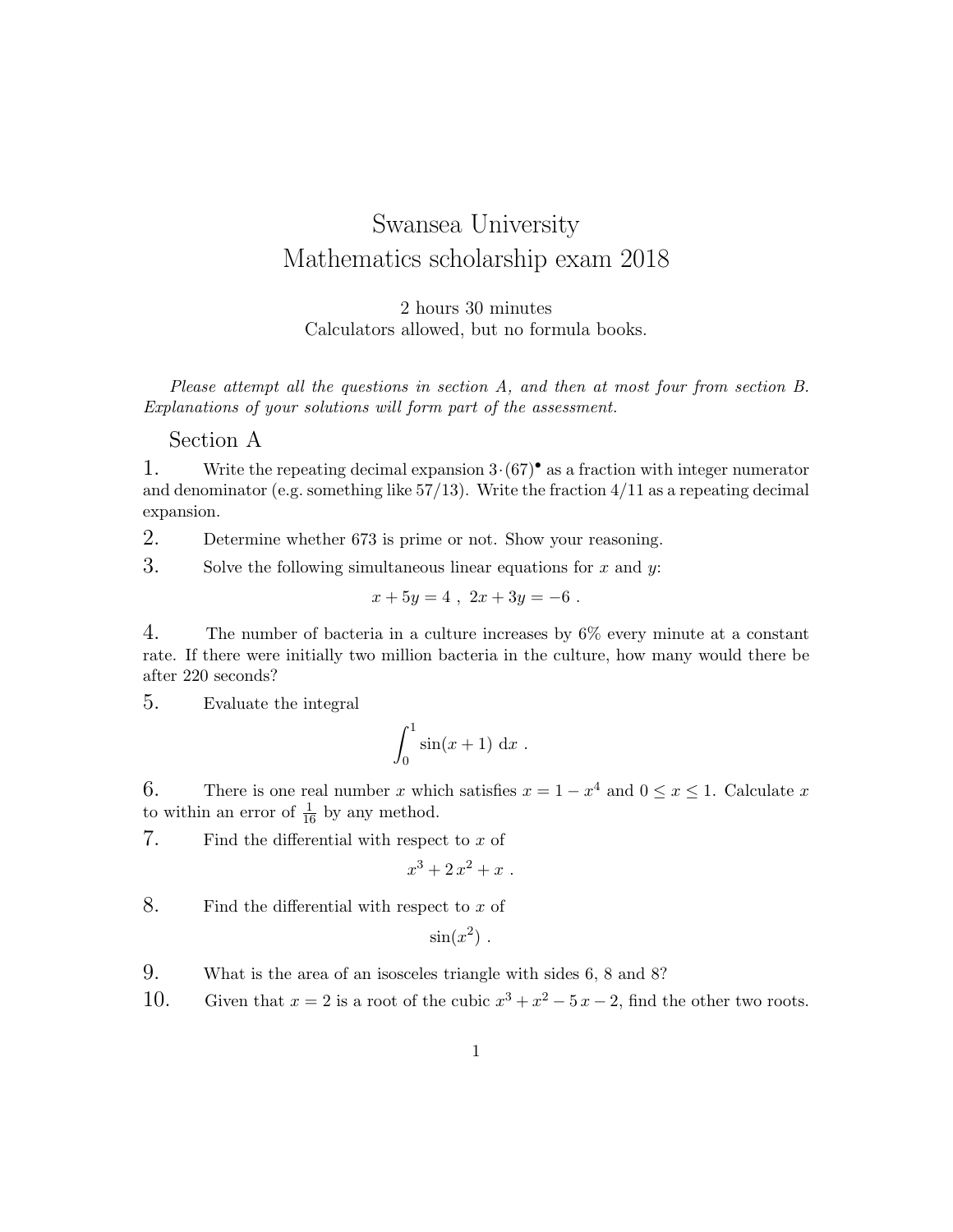# Swansea University
# Mathematics scholarship exam 2018

2 hours 30 minutes
Calculators allowed, but no formula books.

*Please attempt all the questions in section A, and then at most four from section B. Explanations of your solutions will form part of the assessment.*

## Section A

**1.** Write the repeating decimal expansion $3{\cdot}(67)^{\bullet}$ as a fraction with integer numerator and denominator (e.g. something like 57/13). Write the fraction 4/11 as a repeating decimal expansion.

**2.** Determine whether 673 is prime or not. Show your reasoning.

**3.** Solve the following simultaneous linear equations for $x$ and $y$:

$$x + 5y = 4\ ,\ 2x + 3y = -6\ .$$

**4.** The number of bacteria in a culture increases by 6% every minute at a constant rate. If there were initially two million bacteria in the culture, how many would there be after 220 seconds?

**5.** Evaluate the integral

$$\int_0^1 \sin(x+1)\ \mathrm{d}x\ .$$

**6.** There is one real number $x$ which satisfies $x = 1 - x^4$ and $0 \le x \le 1$. Calculate $x$ to within an error of $\frac{1}{16}$ by any method.

**7.** Find the differential with respect to $x$ of

$$x^3 + 2\,x^2 + x\ .$$

**8.** Find the differential with respect to $x$ of

$$\sin(x^2)\ .$$

**9.** What is the area of an isosceles triangle with sides 6, 8 and 8?

**10.** Given that $x = 2$ is a root of the cubic $x^3 + x^2 - 5\,x - 2$, find the other two roots.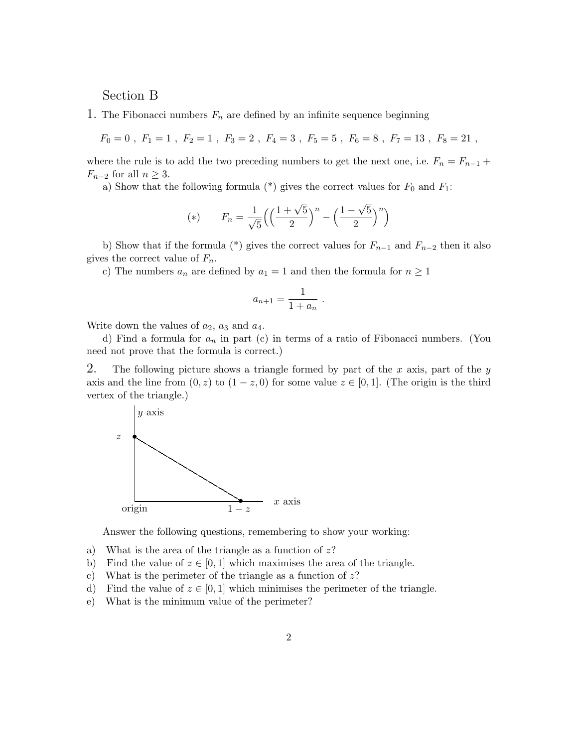## Section B

**1.** The Fibonacci numbers $F_n$ are defined by an infinite sequence beginning

$$F_0 = 0\ ,\ F_1 = 1\ ,\ F_2 = 1\ ,\ F_3 = 2\ ,\ F_4 = 3\ ,\ F_5 = 5\ ,\ F_6 = 8\ ,\ F_7 = 13\ ,\ F_8 = 21\ ,$$

where the rule is to add the two preceding numbers to get the next one, i.e. $F_n = F_{n-1} + F_{n-2}$ for all $n \geq 3$.

a) Show that the following formula (*) gives the correct values for $F_0$ and $F_1$:

$$(*) \qquad F_n = \frac{1}{\sqrt{5}}\Big(\Big(\frac{1+\sqrt{5}}{2}\Big)^n - \Big(\frac{1-\sqrt{5}}{2}\Big)^n\Big)$$

b) Show that if the formula (*) gives the correct values for $F_{n-1}$ and $F_{n-2}$ then it also gives the correct value of $F_n$.

c) The numbers $a_n$ are defined by $a_1 = 1$ and then the formula for $n \geq 1$

$$a_{n+1} = \frac{1}{1+a_n}\ .$$

Write down the values of $a_2$, $a_3$ and $a_4$.

d) Find a formula for $a_n$ in part (c) in terms of a ratio of Fibonacci numbers. (You need not prove that the formula is correct.)

**2.** The following picture shows a triangle formed by part of the $x$ axis, part of the $y$ axis and the line from $(0, z)$ to $(1 - z, 0)$ for some value $z \in [0, 1]$. (The origin is the third vertex of the triangle.)

Answer the following questions, remembering to show your working:

a) What is the area of the triangle as a function of $z$?

b) Find the value of $z \in [0, 1]$ which maximises the area of the triangle.

c) What is the perimeter of the triangle as a function of $z$?

d) Find the value of $z \in [0, 1]$ which minimises the perimeter of the triangle.

e) What is the minimum value of the perimeter?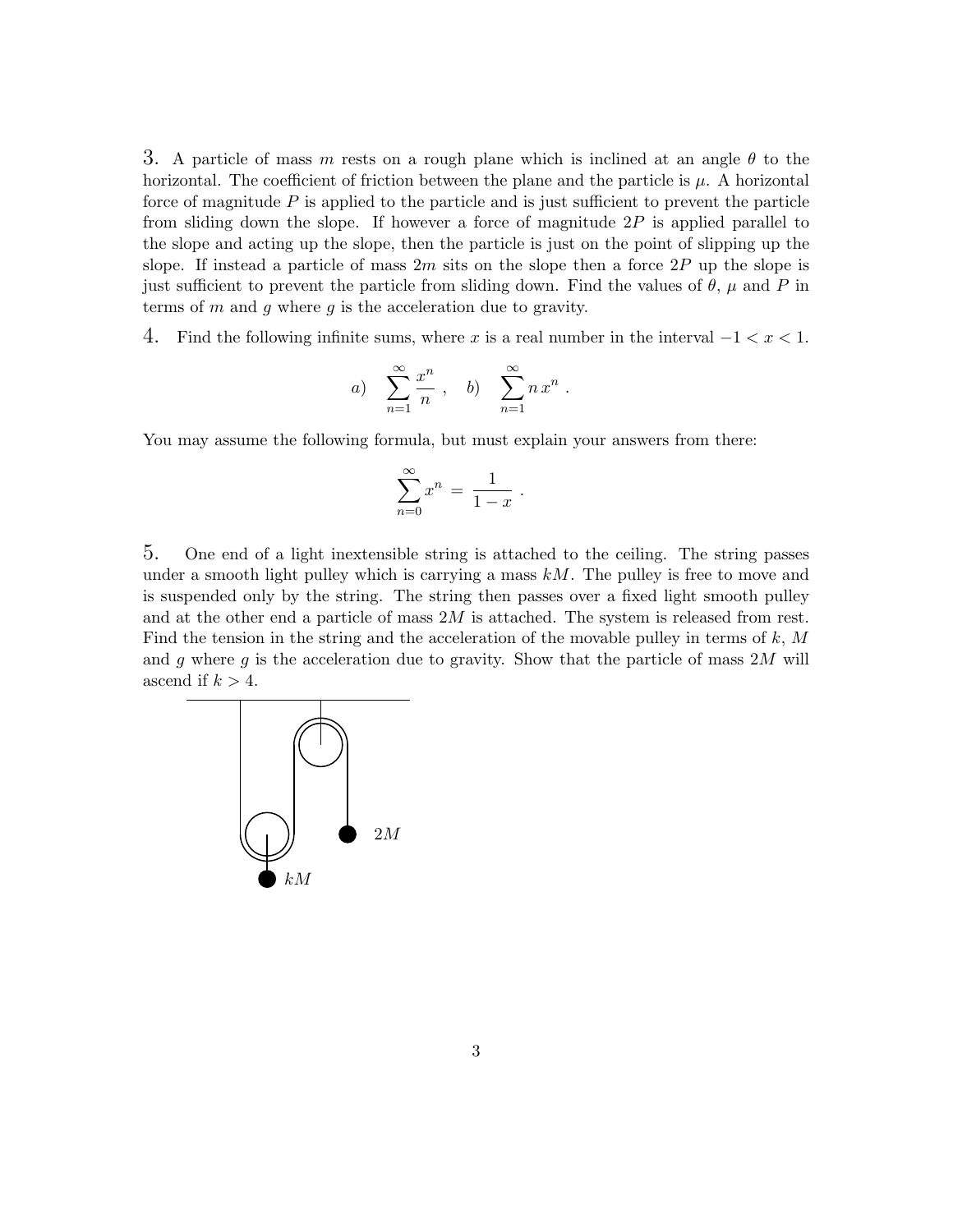3. A particle of mass $m$ rests on a rough plane which is inclined at an angle $\theta$ to the horizontal. The coefficient of friction between the plane and the particle is $\mu$. A horizontal force of magnitude $P$ is applied to the particle and is just sufficient to prevent the particle from sliding down the slope. If however a force of magnitude $2P$ is applied parallel to the slope and acting up the slope, then the particle is just on the point of slipping up the slope. If instead a particle of mass $2m$ sits on the slope then a force $2P$ up the slope is just sufficient to prevent the particle from sliding down. Find the values of $\theta$, $\mu$ and $P$ in terms of $m$ and $g$ where $g$ is the acceleration due to gravity.

4. Find the following infinite sums, where $x$ is a real number in the interval $-1 < x < 1$.

$$a) \quad \sum_{n=1}^{\infty} \frac{x^n}{n} \ , \quad b) \quad \sum_{n=1}^{\infty} n\, x^n \ .$$

You may assume the following formula, but must explain your answers from there:

$$\sum_{n=0}^{\infty} x^n \ = \ \frac{1}{1-x} \ .$$

5. One end of a light inextensible string is attached to the ceiling. The string passes under a smooth light pulley which is carrying a mass $kM$. The pulley is free to move and is suspended only by the string. The string then passes over a fixed light smooth pulley and at the other end a particle of mass $2M$ is attached. The system is released from rest. Find the tension in the string and the acceleration of the movable pulley in terms of $k$, $M$ and $g$ where $g$ is the acceleration due to gravity. Show that the particle of mass $2M$ will ascend if $k > 4$.

$2M$

$kM$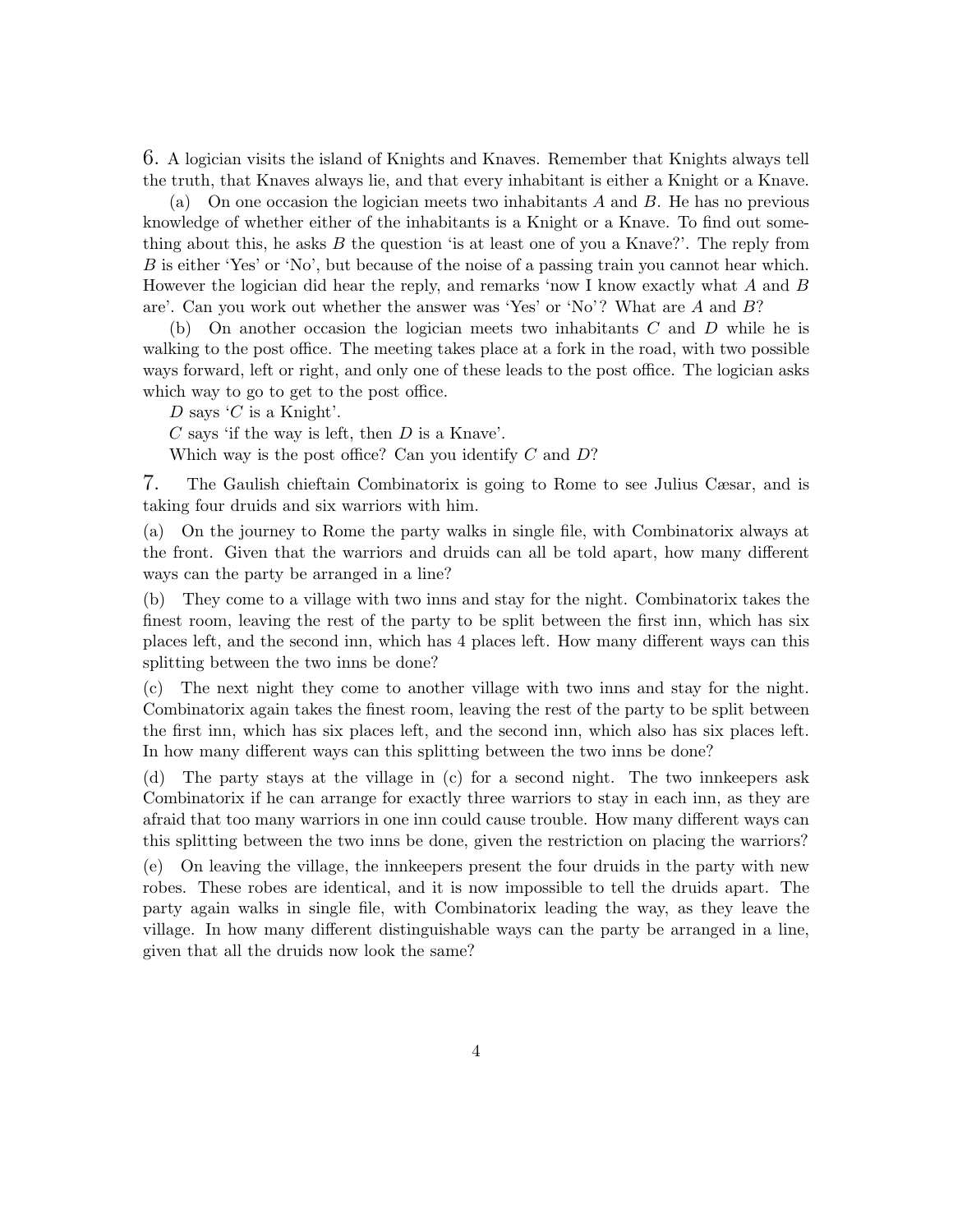6. A logician visits the island of Knights and Knaves. Remember that Knights always tell the truth, that Knaves always lie, and that every inhabitant is either a Knight or a Knave.

(a) On one occasion the logician meets two inhabitants $A$ and $B$. He has no previous knowledge of whether either of the inhabitants is a Knight or a Knave. To find out something about this, he asks $B$ the question 'is at least one of you a Knave?'. The reply from $B$ is either 'Yes' or 'No', but because of the noise of a passing train you cannot hear which. However the logician did hear the reply, and remarks 'now I know exactly what $A$ and $B$ are'. Can you work out whether the answer was 'Yes' or 'No'? What are $A$ and $B$?

(b) On another occasion the logician meets two inhabitants $C$ and $D$ while he is walking to the post office. The meeting takes place at a fork in the road, with two possible ways forward, left or right, and only one of these leads to the post office. The logician asks which way to go to get to the post office.

$D$ says '$C$ is a Knight'.

$C$ says 'if the way is left, then $D$ is a Knave'.

Which way is the post office? Can you identify $C$ and $D$?

7. The Gaulish chieftain Combinatorix is going to Rome to see Julius Cæsar, and is taking four druids and six warriors with him.

(a) On the journey to Rome the party walks in single file, with Combinatorix always at the front. Given that the warriors and druids can all be told apart, how many different ways can the party be arranged in a line?

(b) They come to a village with two inns and stay for the night. Combinatorix takes the finest room, leaving the rest of the party to be split between the first inn, which has six places left, and the second inn, which has 4 places left. How many different ways can this splitting between the two inns be done?

(c) The next night they come to another village with two inns and stay for the night. Combinatorix again takes the finest room, leaving the rest of the party to be split between the first inn, which has six places left, and the second inn, which also has six places left. In how many different ways can this splitting between the two inns be done?

(d) The party stays at the village in (c) for a second night. The two innkeepers ask Combinatorix if he can arrange for exactly three warriors to stay in each inn, as they are afraid that too many warriors in one inn could cause trouble. How many different ways can this splitting between the two inns be done, given the restriction on placing the warriors?

(e) On leaving the village, the innkeepers present the four druids in the party with new robes. These robes are identical, and it is now impossible to tell the druids apart. The party again walks in single file, with Combinatorix leading the way, as they leave the village. In how many different distinguishable ways can the party be arranged in a line, given that all the druids now look the same?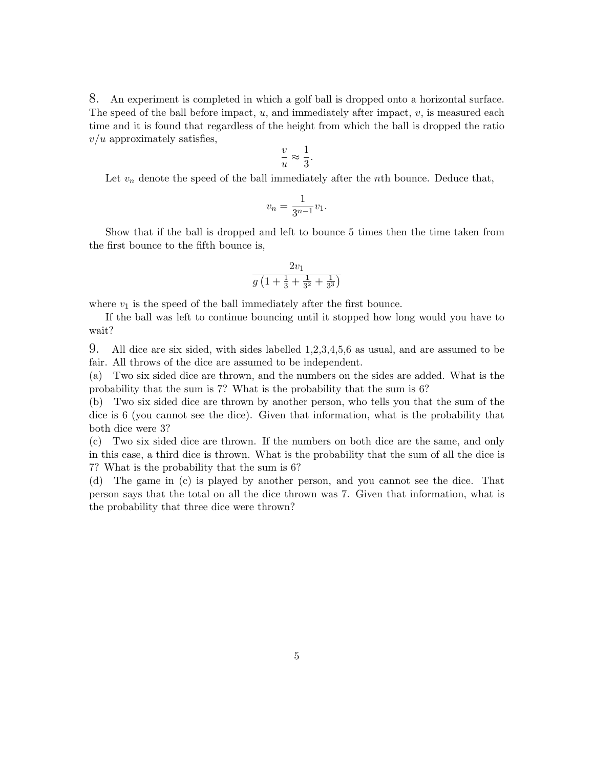8. An experiment is completed in which a golf ball is dropped onto a horizontal surface. The speed of the ball before impact, $u$, and immediately after impact, $v$, is measured each time and it is found that regardless of the height from which the ball is dropped the ratio $v/u$ approximately satisfies,

$$\frac{v}{u} \approx \frac{1}{3}.$$

Let $v_n$ denote the speed of the ball immediately after the $n$th bounce. Deduce that,

$$v_n = \frac{1}{3^{n-1}} v_1.$$

Show that if the ball is dropped and left to bounce 5 times then the time taken from the first bounce to the fifth bounce is,

$$\frac{2v_1}{g\left(1 + \frac{1}{3} + \frac{1}{3^2} + \frac{1}{3^3}\right)}$$

where $v_1$ is the speed of the ball immediately after the first bounce.

If the ball was left to continue bouncing until it stopped how long would you have to wait?

9. All dice are six sided, with sides labelled 1,2,3,4,5,6 as usual, and are assumed to be fair. All throws of the dice are assumed to be independent.

(a) Two six sided dice are thrown, and the numbers on the sides are added. What is the probability that the sum is 7? What is the probability that the sum is 6?

(b) Two six sided dice are thrown by another person, who tells you that the sum of the dice is 6 (you cannot see the dice). Given that information, what is the probability that both dice were 3?

(c) Two six sided dice are thrown. If the numbers on both dice are the same, and only in this case, a third dice is thrown. What is the probability that the sum of all the dice is 7? What is the probability that the sum is 6?

(d) The game in (c) is played by another person, and you cannot see the dice. That person says that the total on all the dice thrown was 7. Given that information, what is the probability that three dice were thrown?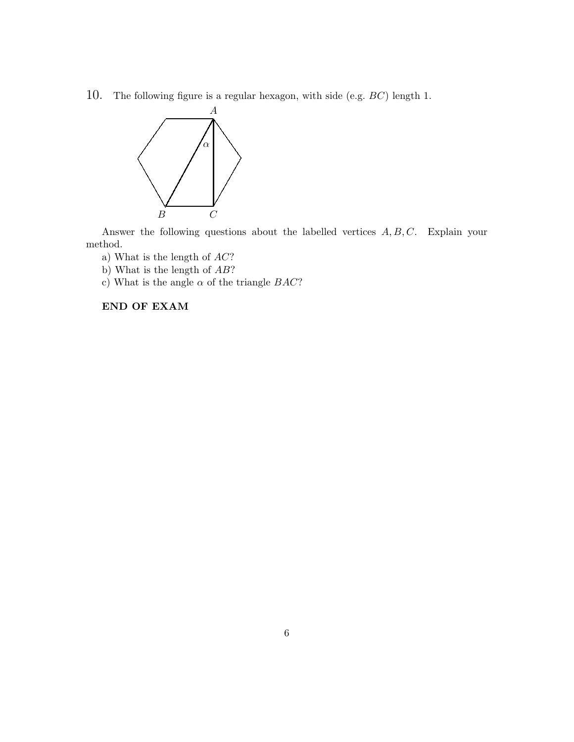10. The following figure is a regular hexagon, with side (e.g. $BC$) length 1.

A

$\alpha$

B C

Answer the following questions about the labelled vertices $A, B, C$. Explain your method.

a) What is the length of $AC$?

b) What is the length of $AB$?

c) What is the angle $\alpha$ of the triangle $BAC$?

**END OF EXAM**